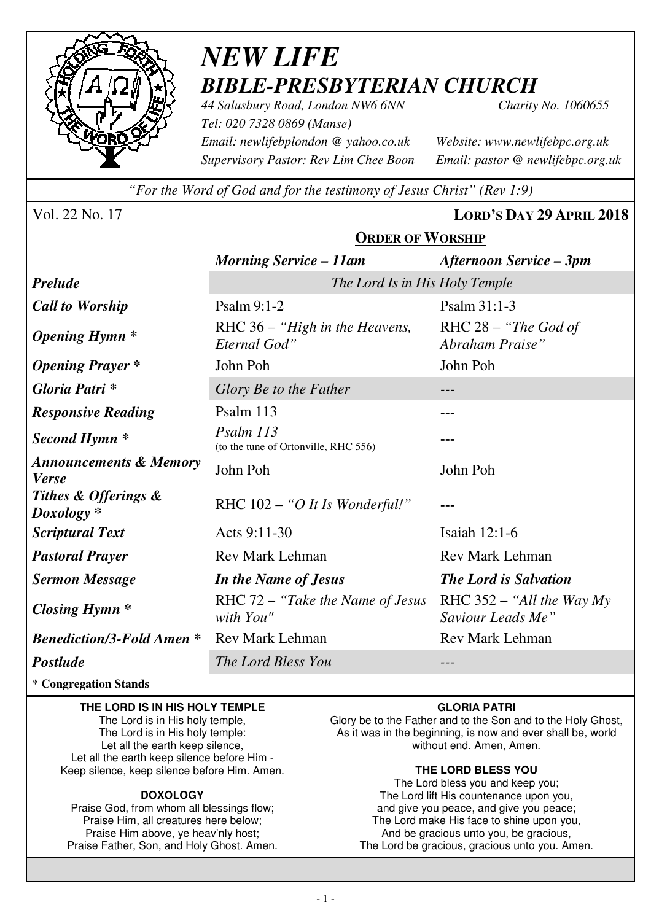# *NEW LIFE*
## *BIBLE-PRESBYTERIAN CHURCH*

*44 Salusbury Road, London NW6 6NN* — *Charity No. 1060655*
*Tel: 020 7328 0869 (Manse)*
*Email: newlifebplondon @ yahoo.co.uk* — *Website: www.newlifebpc.org.uk*
*Supervisory Pastor: Rev Lim Chee Boon* — *Email: pastor @ newlifebpc.org.uk*

*"For the Word of God and for the testimony of Jesus Christ" (Rev 1:9)*

Vol. 22 No. 17 — **LORD'S DAY 29 APRIL 2018**

### ORDER OF WORSHIP

| | *Morning Service – 11am* | *Afternoon Service – 3pm* |
|---|---|---|
| ***Prelude*** | *The Lord Is in His Holy Temple* | |
| ***Call to Worship*** | Psalm 9:1-2 | Psalm 31:1-3 |
| ***Opening Hymn **** | RHC 36 – *"High in the Heavens, Eternal God"* | RHC 28 – *"The God of Abraham Praise"* |
| ***Opening Prayer **** | John Poh | John Poh |
| ***Gloria Patri **** | *Glory Be to the Father* | --- |
| ***Responsive Reading*** | Psalm 113 | --- |
| ***Second Hymn **** | *Psalm 113* (to the tune of Ortonville, RHC 556) | --- |
| ***Announcements & Memory Verse*** | John Poh | John Poh |
| ***Tithes & Offerings & Doxology **** | RHC 102 – *"O It Is Wonderful!"* | --- |
| ***Scriptural Text*** | Acts 9:11-30 | Isaiah 12:1-6 |
| ***Pastoral Prayer*** | Rev Mark Lehman | Rev Mark Lehman |
| ***Sermon Message*** | ***In the Name of Jesus*** | ***The Lord is Salvation*** |
| ***Closing Hymn **** | RHC 72 – *"Take the Name of Jesus with You"* | RHC 352 – *"All the Way My Saviour Leads Me"* |
| ***Benediction/3-Fold Amen **** | Rev Mark Lehman | Rev Mark Lehman |
| ***Postlude*** | *The Lord Bless You* | --- |

\* **Congregation Stands**

**THE LORD IS IN HIS HOLY TEMPLE**

The Lord is in His holy temple,
The Lord is in His holy temple:
Let all the earth keep silence,
Let all the earth keep silence before Him -
Keep silence, keep silence before Him. Amen.

**DOXOLOGY**

Praise God, from whom all blessings flow;
Praise Him, all creatures here below;
Praise Him above, ye heav'nly host;
Praise Father, Son, and Holy Ghost. Amen.

**GLORIA PATRI**

Glory be to the Father and to the Son and to the Holy Ghost,
As it was in the beginning, is now and ever shall be, world without end. Amen, Amen.

**THE LORD BLESS YOU**

The Lord bless you and keep you;
The Lord lift His countenance upon you,
and give you peace, and give you peace;
The Lord make His face to shine upon you,
And be gracious unto you, be gracious,
The Lord be gracious, gracious unto you. Amen.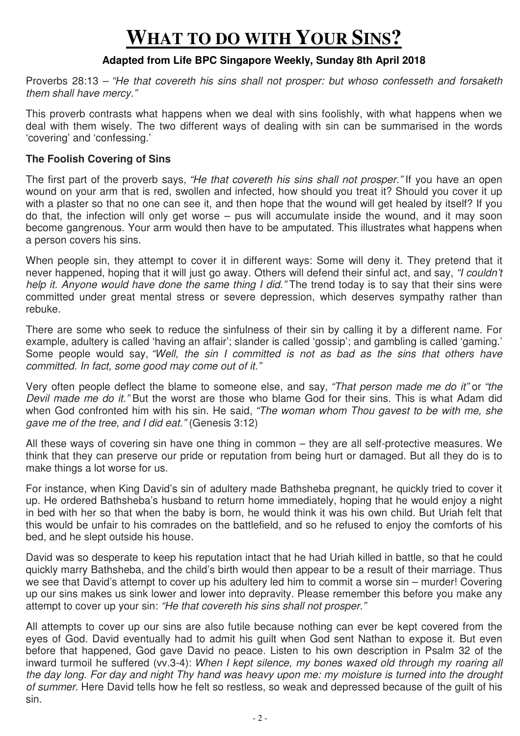# WHAT TO DO WITH YOUR SINS?

**Adapted from Life BPC Singapore Weekly, Sunday 8th April 2018**

Proverbs 28:13 – *"He that covereth his sins shall not prosper: but whoso confesseth and forsaketh them shall have mercy."*

This proverb contrasts what happens when we deal with sins foolishly, with what happens when we deal with them wisely. The two different ways of dealing with sin can be summarised in the words 'covering' and 'confessing.'

### The Foolish Covering of Sins

The first part of the proverb says, *"He that covereth his sins shall not prosper."* If you have an open wound on your arm that is red, swollen and infected, how should you treat it? Should you cover it up with a plaster so that no one can see it, and then hope that the wound will get healed by itself? If you do that, the infection will only get worse – pus will accumulate inside the wound, and it may soon become gangrenous. Your arm would then have to be amputated. This illustrates what happens when a person covers his sins.

When people sin, they attempt to cover it in different ways: Some will deny it. They pretend that it never happened, hoping that it will just go away. Others will defend their sinful act, and say, *"I couldn't help it. Anyone would have done the same thing I did."* The trend today is to say that their sins were committed under great mental stress or severe depression, which deserves sympathy rather than rebuke.

There are some who seek to reduce the sinfulness of their sin by calling it by a different name. For example, adultery is called 'having an affair'; slander is called 'gossip'; and gambling is called 'gaming.' Some people would say, *"Well, the sin I committed is not as bad as the sins that others have committed. In fact, some good may come out of it."*

Very often people deflect the blame to someone else, and say, *"That person made me do it"* or *"the Devil made me do it."* But the worst are those who blame God for their sins. This is what Adam did when God confronted him with his sin. He said, *"The woman whom Thou gavest to be with me, she gave me of the tree, and I did eat."* (Genesis 3:12)

All these ways of covering sin have one thing in common – they are all self-protective measures. We think that they can preserve our pride or reputation from being hurt or damaged. But all they do is to make things a lot worse for us.

For instance, when King David's sin of adultery made Bathsheba pregnant, he quickly tried to cover it up. He ordered Bathsheba's husband to return home immediately, hoping that he would enjoy a night in bed with her so that when the baby is born, he would think it was his own child. But Uriah felt that this would be unfair to his comrades on the battlefield, and so he refused to enjoy the comforts of his bed, and he slept outside his house.

David was so desperate to keep his reputation intact that he had Uriah killed in battle, so that he could quickly marry Bathsheba, and the child's birth would then appear to be a result of their marriage. Thus we see that David's attempt to cover up his adultery led him to commit a worse sin – murder! Covering up our sins makes us sink lower and lower into depravity. Please remember this before you make any attempt to cover up your sin: *"He that covereth his sins shall not prosper."*

All attempts to cover up our sins are also futile because nothing can ever be kept covered from the eyes of God. David eventually had to admit his guilt when God sent Nathan to expose it. But even before that happened, God gave David no peace. Listen to his own description in Psalm 32 of the inward turmoil he suffered (vv.3-4): *When I kept silence, my bones waxed old through my roaring all the day long. For day and night Thy hand was heavy upon me: my moisture is turned into the drought of summer.* Here David tells how he felt so restless, so weak and depressed because of the guilt of his sin.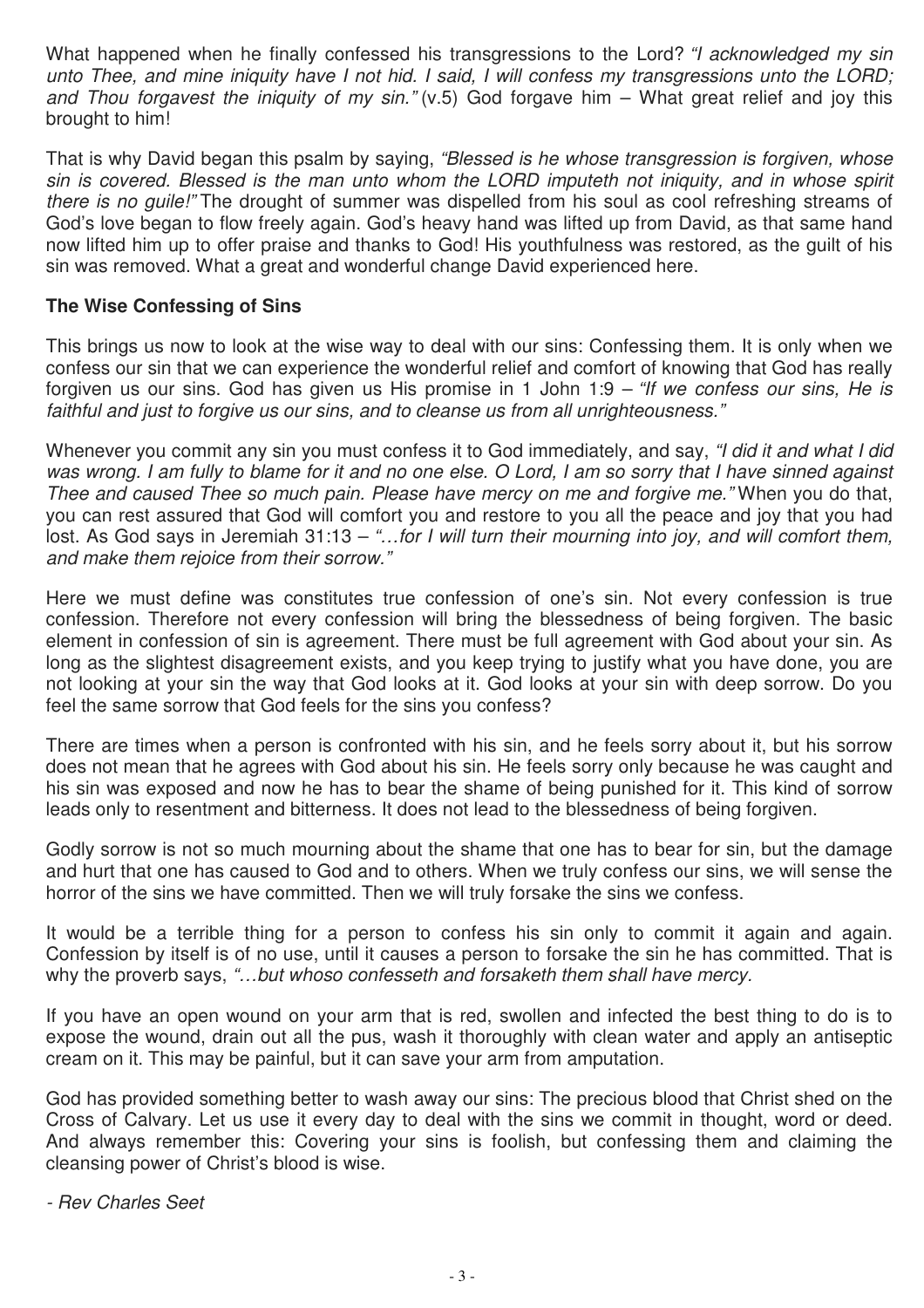What happened when he finally confessed his transgressions to the Lord? *"I acknowledged my sin unto Thee, and mine iniquity have I not hid. I said, I will confess my transgressions unto the LORD; and Thou forgavest the iniquity of my sin."* (v.5) God forgave him – What great relief and joy this brought to him!

That is why David began this psalm by saying, *"Blessed is he whose transgression is forgiven, whose sin is covered. Blessed is the man unto whom the LORD imputeth not iniquity, and in whose spirit there is no guile!"* The drought of summer was dispelled from his soul as cool refreshing streams of God's love began to flow freely again. God's heavy hand was lifted up from David, as that same hand now lifted him up to offer praise and thanks to God! His youthfulness was restored, as the guilt of his sin was removed. What a great and wonderful change David experienced here.

**The Wise Confessing of Sins**

This brings us now to look at the wise way to deal with our sins: Confessing them. It is only when we confess our sin that we can experience the wonderful relief and comfort of knowing that God has really forgiven us our sins. God has given us His promise in 1 John 1:9 – *"If we confess our sins, He is faithful and just to forgive us our sins, and to cleanse us from all unrighteousness."*

Whenever you commit any sin you must confess it to God immediately, and say, *"I did it and what I did was wrong. I am fully to blame for it and no one else. O Lord, I am so sorry that I have sinned against Thee and caused Thee so much pain. Please have mercy on me and forgive me."* When you do that, you can rest assured that God will comfort you and restore to you all the peace and joy that you had lost. As God says in Jeremiah 31:13 – *"…for I will turn their mourning into joy, and will comfort them, and make them rejoice from their sorrow."*

Here we must define was constitutes true confession of one's sin. Not every confession is true confession. Therefore not every confession will bring the blessedness of being forgiven. The basic element in confession of sin is agreement. There must be full agreement with God about your sin. As long as the slightest disagreement exists, and you keep trying to justify what you have done, you are not looking at your sin the way that God looks at it. God looks at your sin with deep sorrow. Do you feel the same sorrow that God feels for the sins you confess?

There are times when a person is confronted with his sin, and he feels sorry about it, but his sorrow does not mean that he agrees with God about his sin. He feels sorry only because he was caught and his sin was exposed and now he has to bear the shame of being punished for it. This kind of sorrow leads only to resentment and bitterness. It does not lead to the blessedness of being forgiven.

Godly sorrow is not so much mourning about the shame that one has to bear for sin, but the damage and hurt that one has caused to God and to others. When we truly confess our sins, we will sense the horror of the sins we have committed. Then we will truly forsake the sins we confess.

It would be a terrible thing for a person to confess his sin only to commit it again and again. Confession by itself is of no use, until it causes a person to forsake the sin he has committed. That is why the proverb says, *"…but whoso confesseth and forsaketh them shall have mercy.*

If you have an open wound on your arm that is red, swollen and infected the best thing to do is to expose the wound, drain out all the pus, wash it thoroughly with clean water and apply an antiseptic cream on it. This may be painful, but it can save your arm from amputation.

God has provided something better to wash away our sins: The precious blood that Christ shed on the Cross of Calvary. Let us use it every day to deal with the sins we commit in thought, word or deed. And always remember this: Covering your sins is foolish, but confessing them and claiming the cleansing power of Christ's blood is wise.

*- Rev Charles Seet*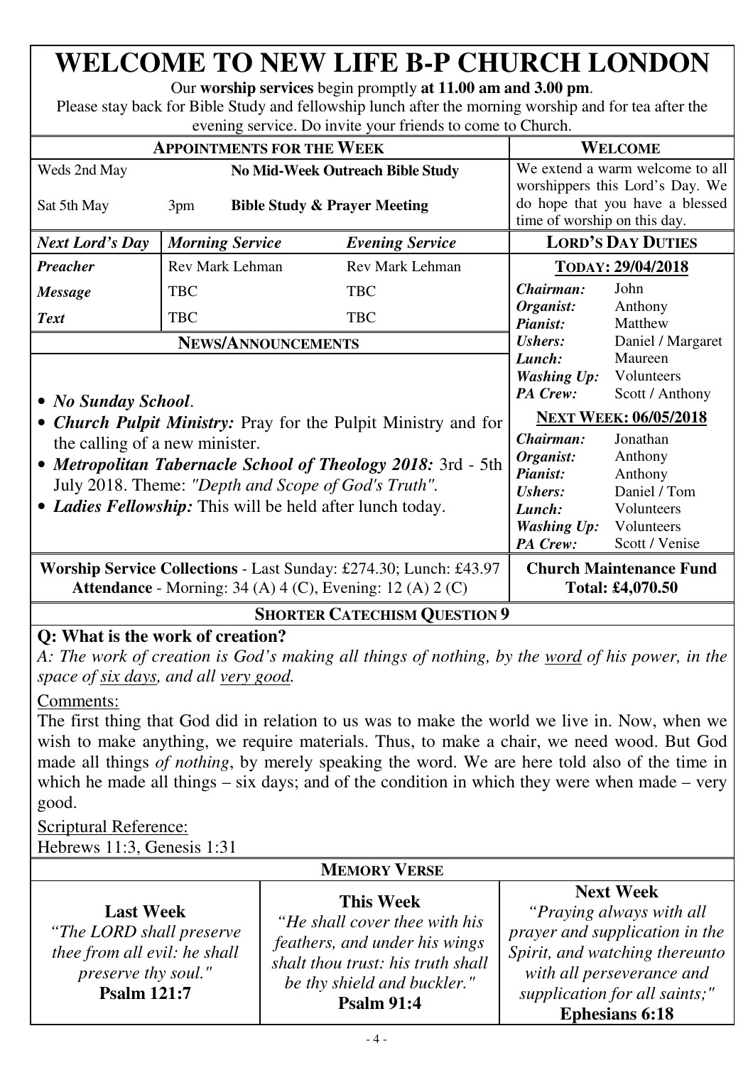# WELCOME TO NEW LIFE B-P CHURCH LONDON

Our **worship services** begin promptly **at 11.00 am and 3.00 pm**.

Please stay back for Bible Study and fellowship lunch after the morning worship and for tea after the evening service. Do invite your friends to come to Church.

## APPOINTMENTS FOR THE WEEK

| | | |
|---|---|---|
| Weds 2nd May | | **No Mid-Week Outreach Bible Study** |
| Sat 5th May | 3pm | **Bible Study & Prayer Meeting** |

| ***Next Lord's Day*** | ***Morning Service*** | ***Evening Service*** |
|---|---|---|
| ***Preacher*** | Rev Mark Lehman | Rev Mark Lehman |
| ***Message*** | TBC | TBC |
| ***Text*** | TBC | TBC |

## NEWS/ANNOUNCEMENTS

- ***No Sunday School***.
- ***Church Pulpit Ministry:*** Pray for the Pulpit Ministry and for the calling of a new minister.
- ***Metropolitan Tabernacle School of Theology 2018:*** 3rd - 5th July 2018. Theme: *"Depth and Scope of God's Truth"*.
- ***Ladies Fellowship:*** This will be held after lunch today.

**Worship Service Collections** - Last Sunday: £274.30; Lunch: £43.97
**Attendance** - Morning: 34 (A) 4 (C), Evening: 12 (A) 2 (C)

## WELCOME

We extend a warm welcome to all worshippers this Lord's Day. We do hope that you have a blessed time of worship on this day.

## LORD'S DAY DUTIES

**TODAY: 29/04/2018**

| | |
|---|---|
| ***Chairman:*** | John |
| ***Organist:*** | Anthony |
| ***Pianist:*** | Matthew |
| ***Ushers:*** | Daniel / Margaret |
| ***Lunch:*** | Maureen |
| ***Washing Up:*** | Volunteers |
| ***PA Crew:*** | Scott / Anthony |

**NEXT WEEK: 06/05/2018**

| | |
|---|---|
| ***Chairman:*** | Jonathan |
| ***Organist:*** | Anthony |
| ***Pianist:*** | Anthony |
| ***Ushers:*** | Daniel / Tom |
| ***Lunch:*** | Volunteers |
| ***Washing Up:*** | Volunteers |
| ***PA Crew:*** | Scott / Venise |

**Church Maintenance Fund**
**Total: £4,070.50**

## SHORTER CATECHISM QUESTION 9

**Q: What is the work of creation?**

*A: The work of creation is God's making all things of nothing, by the word of his power, in the space of six days, and all very good.*

Comments:

The first thing that God did in relation to us was to make the world we live in. Now, when we wish to make anything, we require materials. Thus, to make a chair, we need wood. But God made all things *of nothing*, by merely speaking the word. We are here told also of the time in which he made all things – six days; and of the condition in which they were when made – very good.

Scriptural Reference:

Hebrews 11:3, Genesis 1:31

## MEMORY VERSE

**Last Week**

*"The LORD shall preserve thee from all evil: he shall preserve thy soul."*

**Psalm 121:7**

**This Week**

*"He shall cover thee with his feathers, and under his wings shalt thou trust: his truth shall be thy shield and buckler."*

**Psalm 91:4**

**Next Week**

*"Praying always with all prayer and supplication in the Spirit, and watching thereunto with all perseverance and supplication for all saints;"*

**Ephesians 6:18**